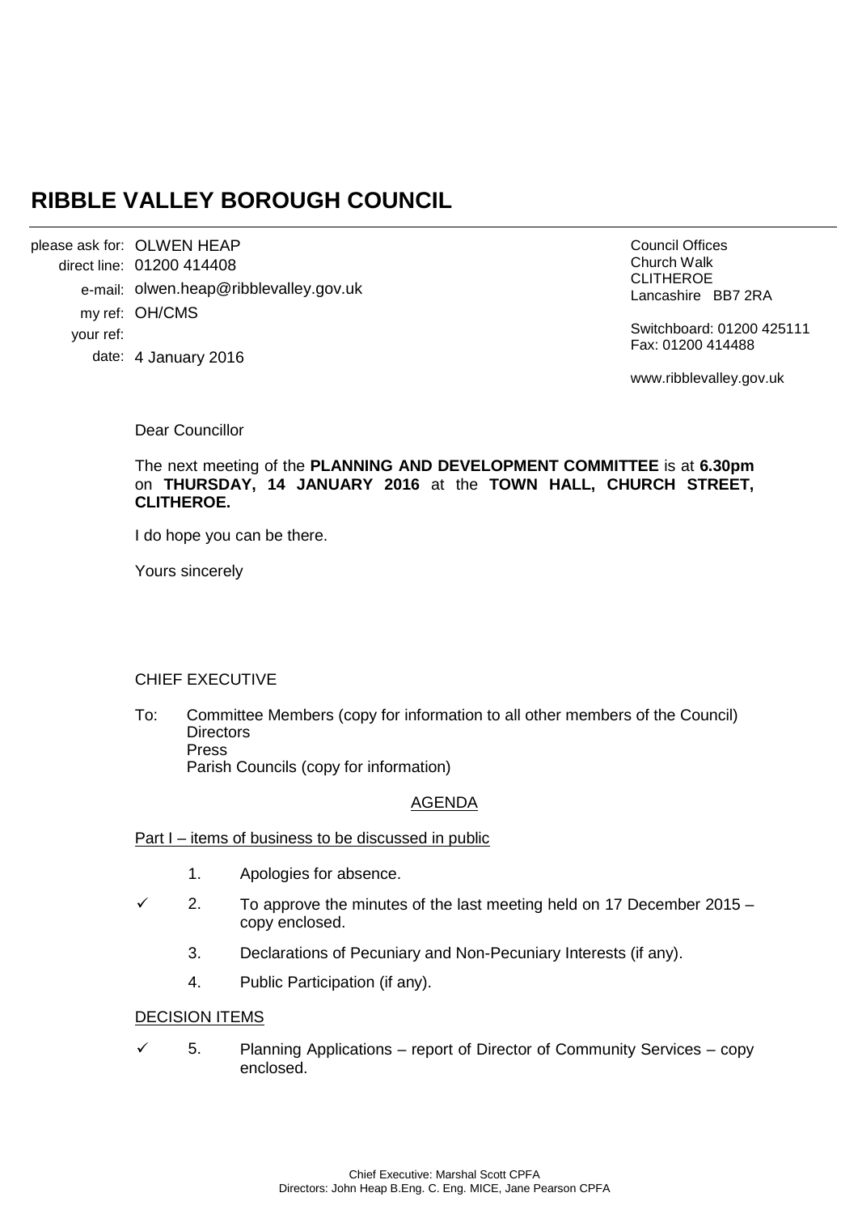# RIBBLE VALLEY BOROUGH COUNCIL

please ask for: OLWEN HEAP
direct line: 01200 414408
e-mail: olwen.heap@ribblevalley.gov.uk
my ref: OH/CMS
your ref:
date: 4 January 2016

Council Offices
Church Walk
CLITHEROE
Lancashire BB7 2RA

Switchboard: 01200 425111
Fax: 01200 414488

www.ribblevalley.gov.uk

Dear Councillor

The next meeting of the **PLANNING AND DEVELOPMENT COMMITTEE** is at **6.30pm** on **THURSDAY, 14 JANUARY 2016** at the **TOWN HALL, CHURCH STREET, CLITHEROE.**

I do hope you can be there.

Yours sincerely

CHIEF EXECUTIVE

To: Committee Members (copy for information to all other members of the Council)
Directors
Press
Parish Councils (copy for information)

AGENDA

Part I – items of business to be discussed in public

1. Apologies for absence.

✓ 2. To approve the minutes of the last meeting held on 17 December 2015 – copy enclosed.

3. Declarations of Pecuniary and Non-Pecuniary Interests (if any).

4. Public Participation (if any).

DECISION ITEMS

✓ 5. Planning Applications – report of Director of Community Services – copy enclosed.

Chief Executive: Marshal Scott CPFA
Directors: John Heap B.Eng. C. Eng. MICE, Jane Pearson CPFA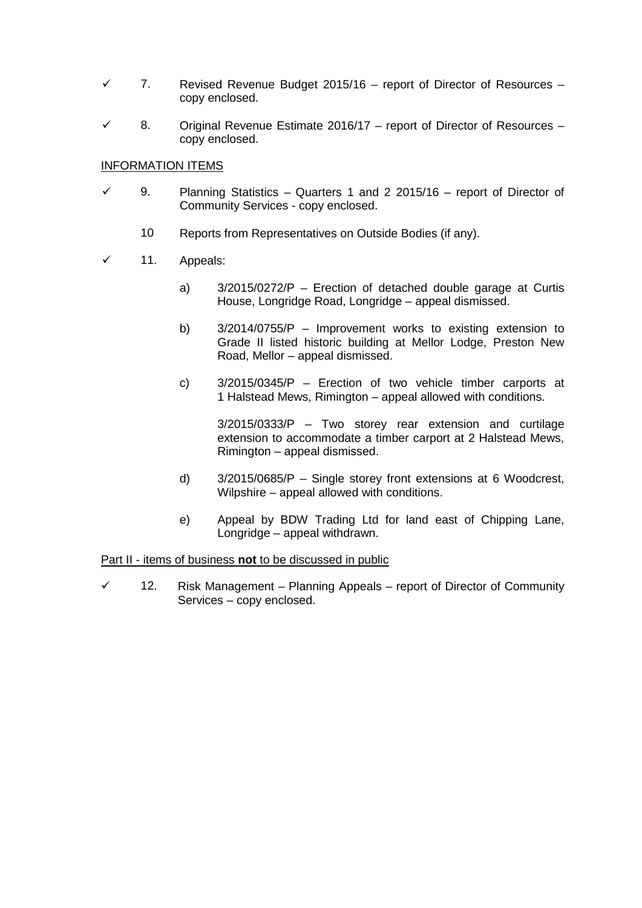✓ 7. Revised Revenue Budget 2015/16 – report of Director of Resources – copy enclosed.

✓ 8. Original Revenue Estimate 2016/17 – report of Director of Resources – copy enclosed.

<u>INFORMATION ITEMS</u>

✓ 9. Planning Statistics – Quarters 1 and 2 2015/16 – report of Director of Community Services - copy enclosed.

10 Reports from Representatives on Outside Bodies (if any).

✓ 11. Appeals:

a) 3/2015/0272/P – Erection of detached double garage at Curtis House, Longridge Road, Longridge – appeal dismissed.

b) 3/2014/0755/P – Improvement works to existing extension to Grade II listed historic building at Mellor Lodge, Preston New Road, Mellor – appeal dismissed.

c) 3/2015/0345/P – Erection of two vehicle timber carports at 1 Halstead Mews, Rimington – appeal allowed with conditions.

3/2015/0333/P – Two storey rear extension and curtilage extension to accommodate a timber carport at 2 Halstead Mews, Rimington – appeal dismissed.

d) 3/2015/0685/P – Single storey front extensions at 6 Woodcrest, Wilpshire – appeal allowed with conditions.

e) Appeal by BDW Trading Ltd for land east of Chipping Lane, Longridge – appeal withdrawn.

<u>Part II - items of business **not** to be discussed in public</u>

✓ 12. Risk Management – Planning Appeals – report of Director of Community Services – copy enclosed.